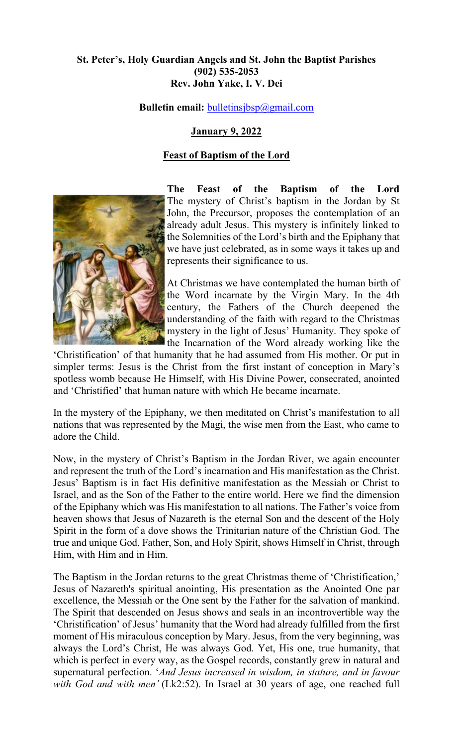**St. Peter's, Holy Guardian Angels and St. John the Baptist Parishes**
**(902) 535-2053**
**Rev. John Yake, I. V. Dei**

**Bulletin email:** bulletinsjbsp@gmail.com

**January 9, 2022**

**Feast of Baptism of the Lord**

**The Feast of the Baptism of the Lord** The mystery of Christ's baptism in the Jordan by St John, the Precursor, proposes the contemplation of an already adult Jesus. This mystery is infinitely linked to the Solemnities of the Lord's birth and the Epiphany that we have just celebrated, as in some ways it takes up and represents their significance to us.

At Christmas we have contemplated the human birth of the Word incarnate by the Virgin Mary. In the 4th century, the Fathers of the Church deepened the understanding of the faith with regard to the Christmas mystery in the light of Jesus' Humanity. They spoke of the Incarnation of the Word already working like the 'Christification' of that humanity that he had assumed from His mother. Or put in simpler terms: Jesus is the Christ from the first instant of conception in Mary's spotless womb because He Himself, with His Divine Power, consecrated, anointed and 'Christified' that human nature with which He became incarnate.

In the mystery of the Epiphany, we then meditated on Christ's manifestation to all nations that was represented by the Magi, the wise men from the East, who came to adore the Child.

Now, in the mystery of Christ's Baptism in the Jordan River, we again encounter and represent the truth of the Lord's incarnation and His manifestation as the Christ. Jesus' Baptism is in fact His definitive manifestation as the Messiah or Christ to Israel, and as the Son of the Father to the entire world. Here we find the dimension of the Epiphany which was His manifestation to all nations. The Father's voice from heaven shows that Jesus of Nazareth is the eternal Son and the descent of the Holy Spirit in the form of a dove shows the Trinitarian nature of the Christian God. The true and unique God, Father, Son, and Holy Spirit, shows Himself in Christ, through Him, with Him and in Him.

The Baptism in the Jordan returns to the great Christmas theme of 'Christification,' Jesus of Nazareth's spiritual anointing, His presentation as the Anointed One par excellence, the Messiah or the One sent by the Father for the salvation of mankind. The Spirit that descended on Jesus shows and seals in an incontrovertible way the 'Christification' of Jesus' humanity that the Word had already fulfilled from the first moment of His miraculous conception by Mary. Jesus, from the very beginning, was always the Lord's Christ, He was always God. Yet, His one, true humanity, that which is perfect in every way, as the Gospel records, constantly grew in natural and supernatural perfection. '*And Jesus increased in wisdom, in stature, and in favour with God and with men'* (Lk2:52). In Israel at 30 years of age, one reached full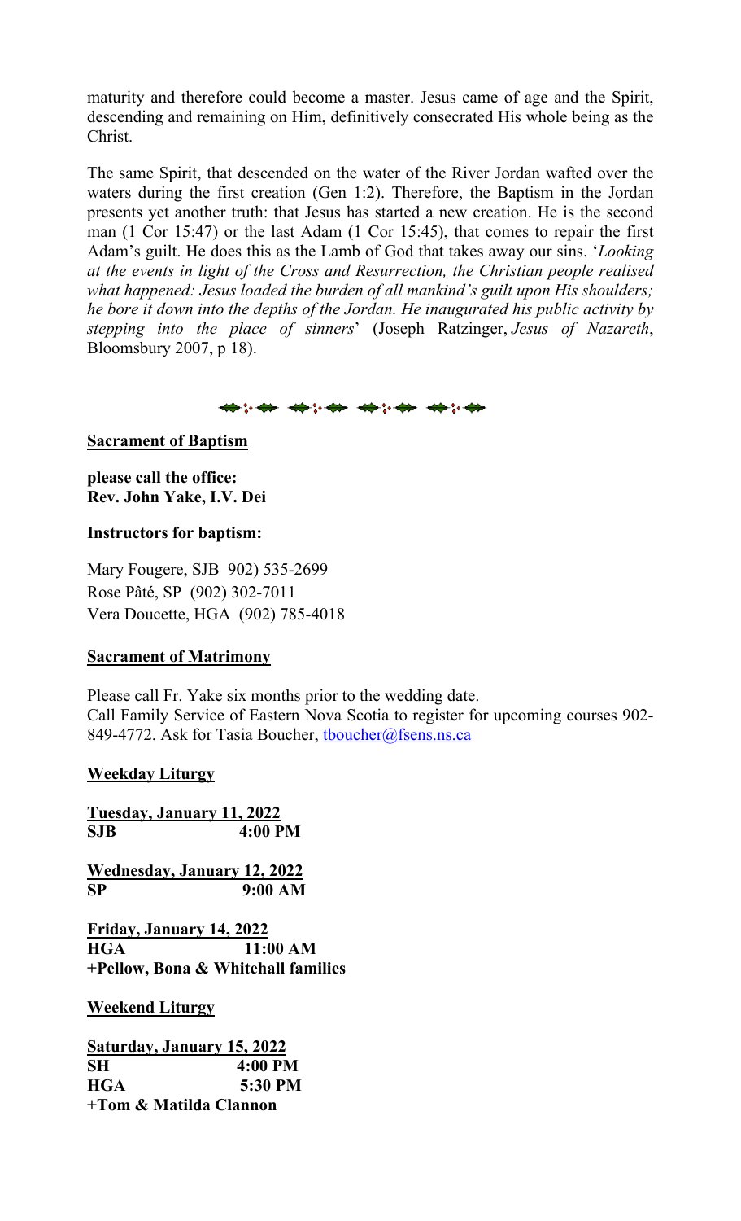maturity and therefore could become a master. Jesus came of age and the Spirit, descending and remaining on Him, definitively consecrated His whole being as the Christ.

The same Spirit, that descended on the water of the River Jordan wafted over the waters during the first creation (Gen 1:2). Therefore, the Baptism in the Jordan presents yet another truth: that Jesus has started a new creation. He is the second man (1 Cor 15:47) or the last Adam (1 Cor 15:45), that comes to repair the first Adam's guilt. He does this as the Lamb of God that takes away our sins. '*Looking at the events in light of the Cross and Resurrection, the Christian people realised what happened: Jesus loaded the burden of all mankind's guilt upon His shoulders; he bore it down into the depths of the Jordan. He inaugurated his public activity by stepping into the place of sinners*' (Joseph Ratzinger, *Jesus of Nazareth*, Bloomsbury 2007, p 18).

**Sacrament of Baptism**

**please call the office:**
**Rev. John Yake, I.V. Dei**

**Instructors for baptism:**

Mary Fougere, SJB 902) 535-2699
Rose Pâté, SP (902) 302-7011
Vera Doucette, HGA (902) 785-4018

**Sacrament of Matrimony**

Please call Fr. Yake six months prior to the wedding date.
Call Family Service of Eastern Nova Scotia to register for upcoming courses 902-849-4772. Ask for Tasia Boucher, tboucher@fsens.ns.ca

**Weekday Liturgy**

**Tuesday, January 11, 2022**
**SJB 4:00 PM**

**Wednesday, January 12, 2022**
**SP 9:00 AM**

**Friday, January 14, 2022**
**HGA 11:00 AM**
**+Pellow, Bona & Whitehall families**

**Weekend Liturgy**

**Saturday, January 15, 2022**
**SH 4:00 PM**
**HGA 5:30 PM**
**+Tom & Matilda Clannon**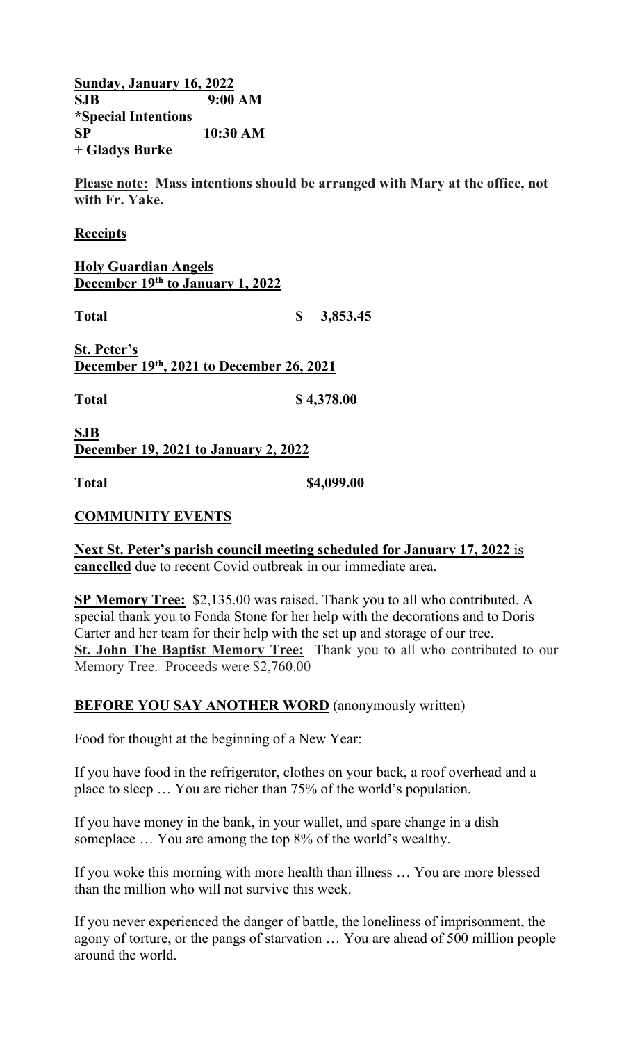**<u>Sunday, January 16, 2022</u>**
**SJB 9:00 AM**
**\*Special Intentions**
**SP 10:30 AM**
**+ Gladys Burke**

**<u>Please note:</u> Mass intentions should be arranged with Mary at the office, not with Fr. Yake.**

**<u>Receipts</u>**

**<u>Holy Guardian Angels</u>**
**<u>December 19th to January 1, 2022</u>**

**Total $ 3,853.45**

**<u>St. Peter's</u>**
**<u>December 19th, 2021 to December 26, 2021</u>**

**Total $ 4,378.00**

**<u>SJB</u>**
**<u>December 19, 2021 to January 2, 2022</u>**

**Total $4,099.00**

## <u>COMMUNITY EVENTS</u>

**<u>Next St. Peter's parish council meeting scheduled for January 17, 2022</u> is <u>cancelled</u>** due to recent Covid outbreak in our immediate area.

**<u>SP Memory Tree:</u>** $2,135.00 was raised. Thank you to all who contributed. A special thank you to Fonda Stone for her help with the decorations and to Doris Carter and her team for their help with the set up and storage of our tree.
**<u>St. John The Baptist Memory Tree:</u>** Thank you to all who contributed to our Memory Tree. Proceeds were $2,760.00

## <u>BEFORE YOU SAY ANOTHER WORD</u> (anonymously written)

Food for thought at the beginning of a New Year:

If you have food in the refrigerator, clothes on your back, a roof overhead and a place to sleep … You are richer than 75% of the world's population.

If you have money in the bank, in your wallet, and spare change in a dish someplace … You are among the top 8% of the world's wealthy.

If you woke this morning with more health than illness … You are more blessed than the million who will not survive this week.

If you never experienced the danger of battle, the loneliness of imprisonment, the agony of torture, or the pangs of starvation … You are ahead of 500 million people around the world.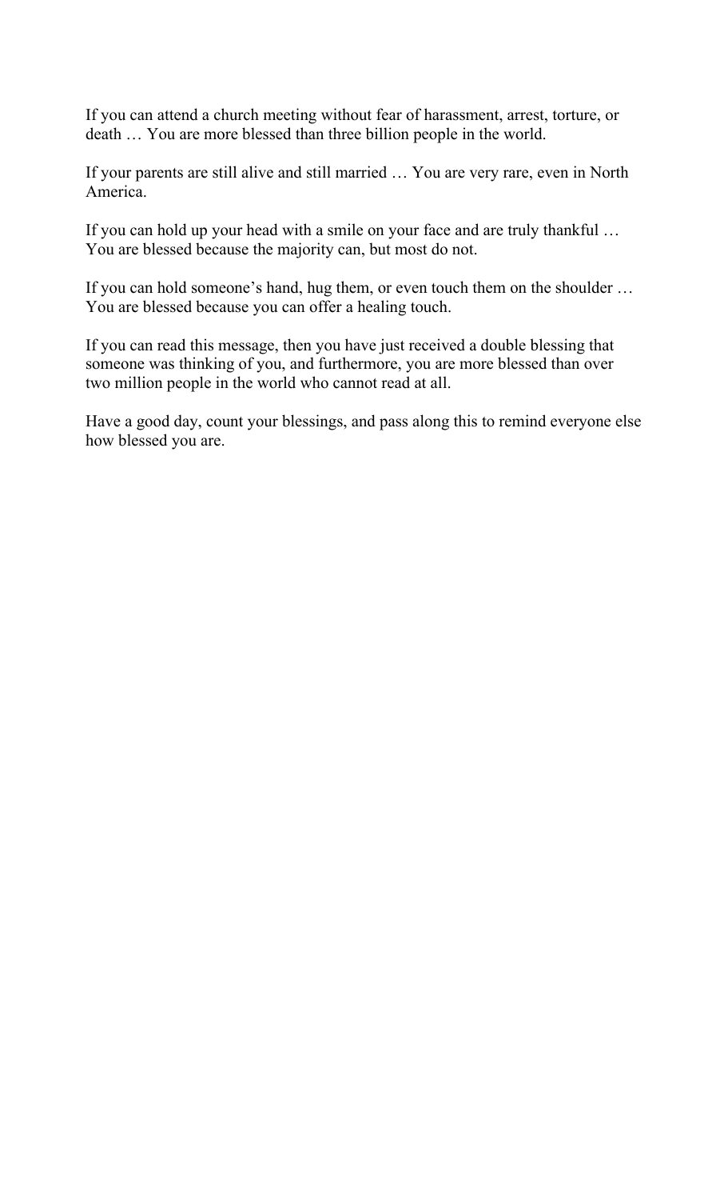If you can attend a church meeting without fear of harassment, arrest, torture, or death … You are more blessed than three billion people in the world.

If your parents are still alive and still married … You are very rare, even in North America.

If you can hold up your head with a smile on your face and are truly thankful … You are blessed because the majority can, but most do not.

If you can hold someone's hand, hug them, or even touch them on the shoulder … You are blessed because you can offer a healing touch.

If you can read this message, then you have just received a double blessing that someone was thinking of you, and furthermore, you are more blessed than over two million people in the world who cannot read at all.

Have a good day, count your blessings, and pass along this to remind everyone else how blessed you are.